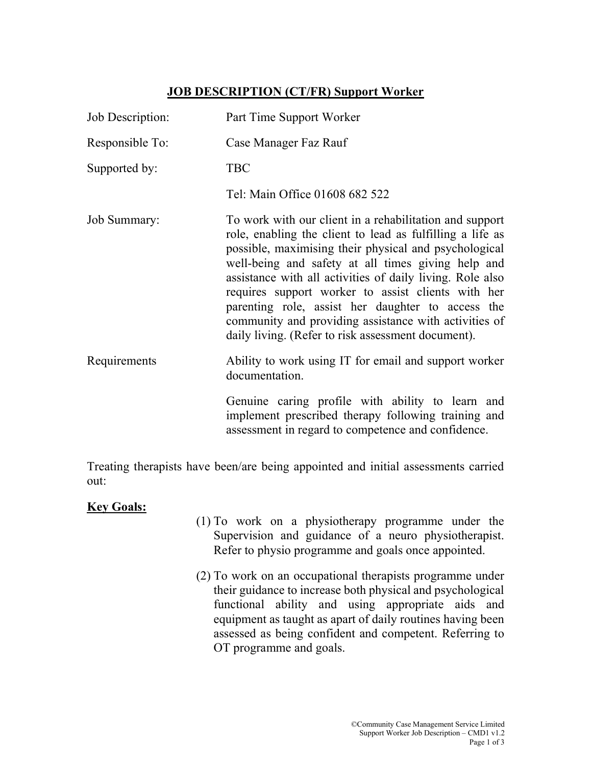# JOB DESCRIPTION (CT/FR) Support Worker

| | |
|---|---|
| Job Description: | Part Time Support Worker |
| Responsible To: | Case Manager Faz Rauf |
| Supported by: | TBC |
| | Tel: Main Office 01608 682 522 |
| Job Summary: | To work with our client in a rehabilitation and support role, enabling the client to lead as fulfilling a life as possible, maximising their physical and psychological well-being and safety at all times giving help and assistance with all activities of daily living. Role also requires support worker to assist clients with her parenting role, assist her daughter to access the community and providing assistance with activities of daily living. (Refer to risk assessment document). |
| Requirements | Ability to work using IT for email and support worker documentation.<br><br>Genuine caring profile with ability to learn and implement prescribed therapy following training and assessment in regard to competence and confidence. |

Treating therapists have been/are being appointed and initial assessments carried out:

**Key Goals:**

(1) To work on a physiotherapy programme under the Supervision and guidance of a neuro physiotherapist. Refer to physio programme and goals once appointed.

(2) To work on an occupational therapists programme under their guidance to increase both physical and psychological functional ability and using appropriate aids and equipment as taught as apart of daily routines having been assessed as being confident and competent. Referring to OT programme and goals.

©Community Case Management Service Limited
Support Worker Job Description – CMD1 v1.2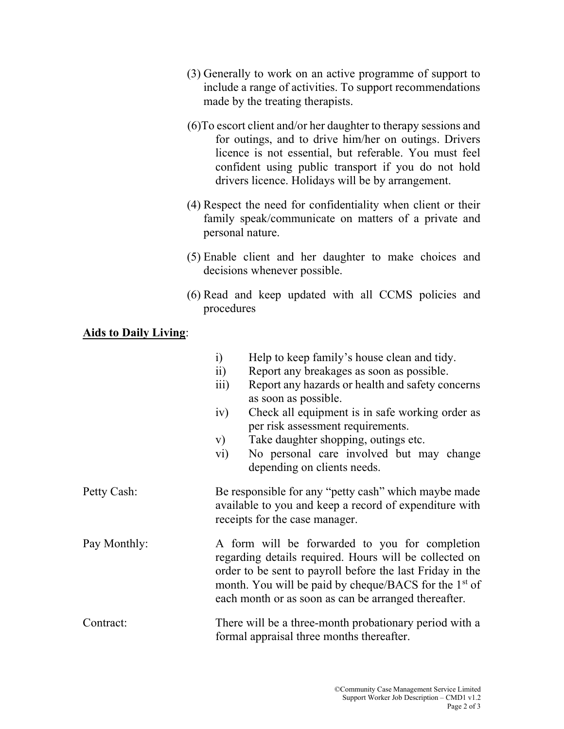(3) Generally to work on an active programme of support to include a range of activities. To support recommendations made by the treating therapists.

(6)To escort client and/or her daughter to therapy sessions and for outings, and to drive him/her on outings. Drivers licence is not essential, but referable. You must feel confident using public transport if you do not hold drivers licence. Holidays will be by arrangement.

(4) Respect the need for confidentiality when client or their family speak/communicate on matters of a private and personal nature.

(5) Enable client and her daughter to make choices and decisions whenever possible.

(6) Read and keep updated with all CCMS policies and procedures

**Aids to Daily Living**:

i) Help to keep family's house clean and tidy.
ii) Report any breakages as soon as possible.
iii) Report any hazards or health and safety concerns as soon as possible.
iv) Check all equipment is in safe working order as per risk assessment requirements.
v) Take daughter shopping, outings etc.
vi) No personal care involved but may change depending on clients needs.

Petty Cash: Be responsible for any "petty cash" which maybe made available to you and keep a record of expenditure with receipts for the case manager.

Pay Monthly: A form will be forwarded to you for completion regarding details required. Hours will be collected on order to be sent to payroll before the last Friday in the month. You will be paid by cheque/BACS for the 1st of each month or as soon as can be arranged thereafter.

Contract: There will be a three-month probationary period with a formal appraisal three months thereafter.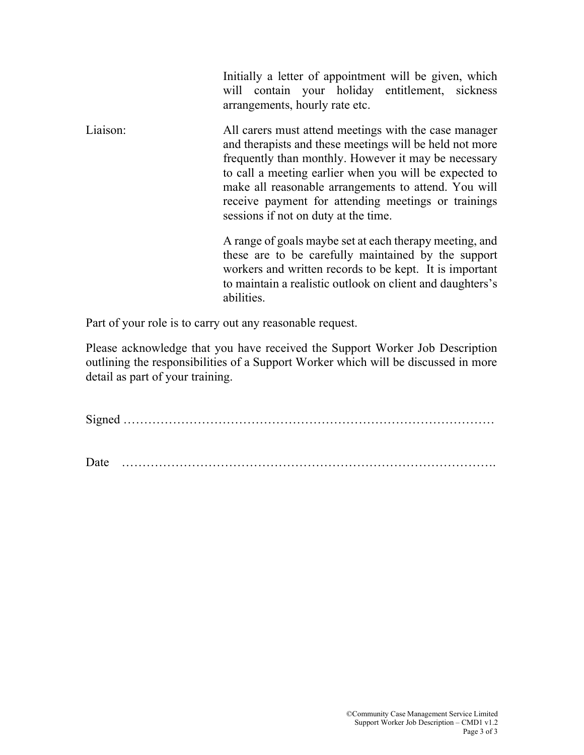Initially a letter of appointment will be given, which will contain your holiday entitlement, sickness arrangements, hourly rate etc.

Liaison: All carers must attend meetings with the case manager and therapists and these meetings will be held not more frequently than monthly. However it may be necessary to call a meeting earlier when you will be expected to make all reasonable arrangements to attend. You will receive payment for attending meetings or trainings sessions if not on duty at the time.

A range of goals maybe set at each therapy meeting, and these are to be carefully maintained by the support workers and written records to be kept. It is important to maintain a realistic outlook on client and daughters's abilities.

Part of your role is to carry out any reasonable request.

Please acknowledge that you have received the Support Worker Job Description outlining the responsibilities of a Support Worker which will be discussed in more detail as part of your training.

Signed ………………………………………………………………………………

Date ……………………………………………………………………………….

©Community Case Management Service Limited
Support Worker Job Description – CMD1 v1.2